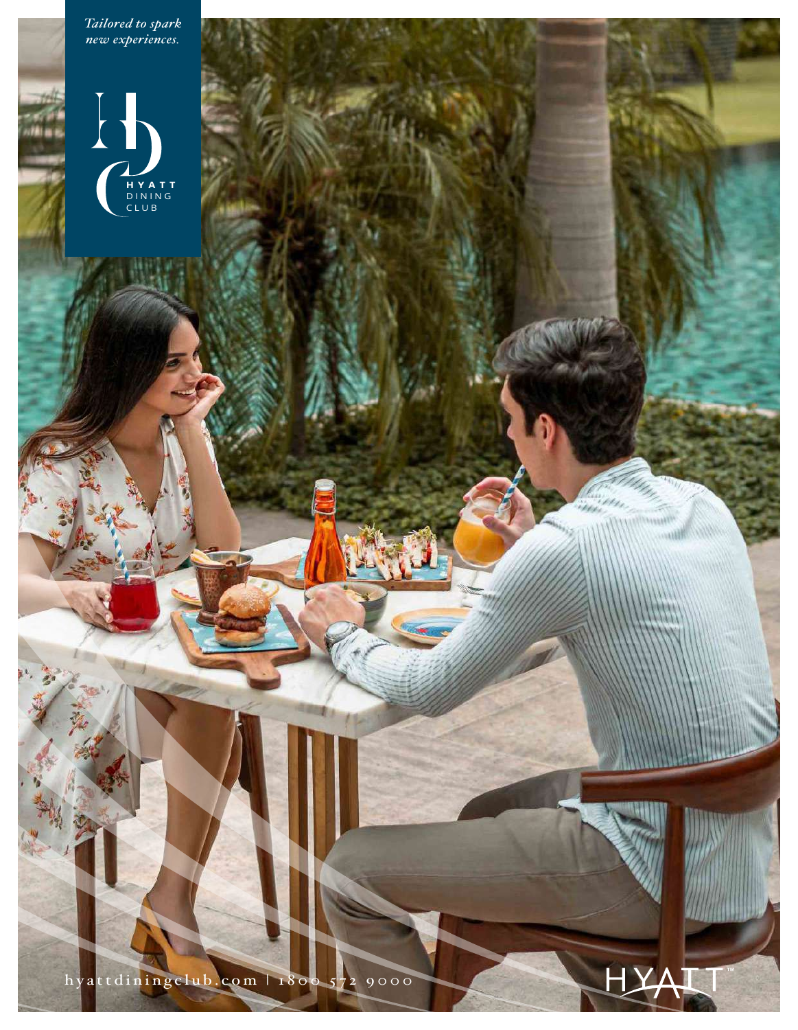*Tailored to spark new experiences.*

HYATT DINING CLUB

hyattdiningclub.com | 1800 572 9000

HYATT™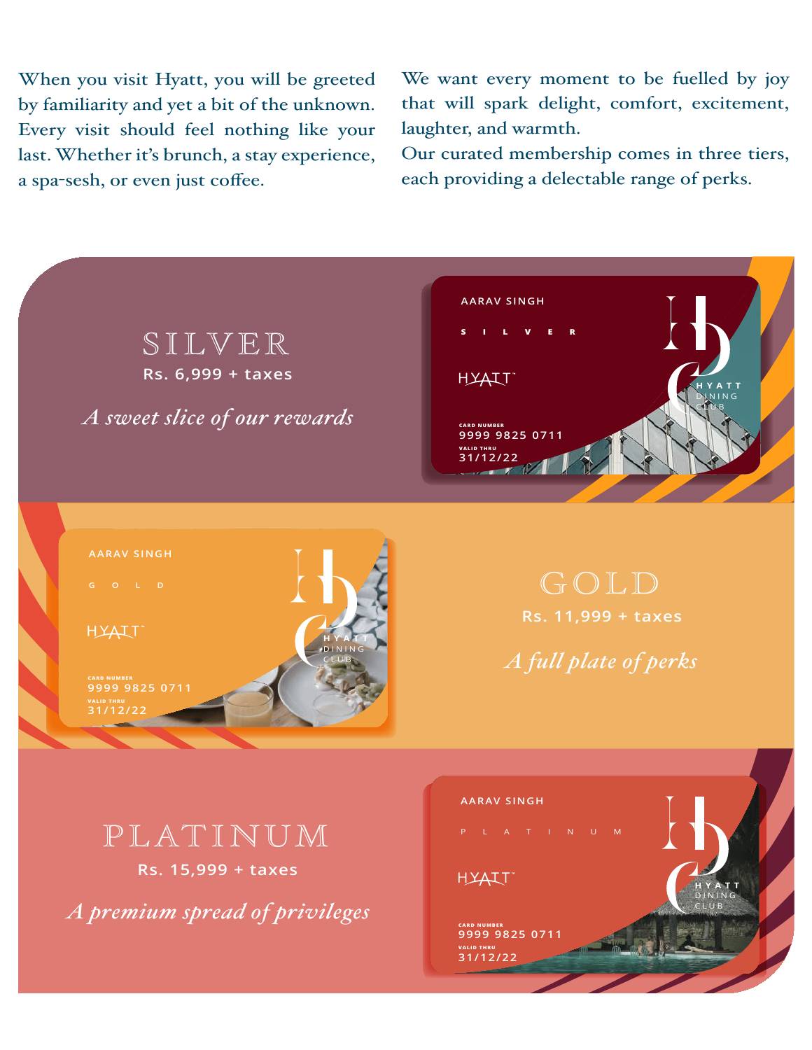When you visit Hyatt, you will be greeted by familiarity and yet a bit of the unknown. Every visit should feel nothing like your last. Whether it's brunch, a stay experience, a spa-sesh, or even just coffee.

We want every moment to be fuelled by joy that will spark delight, comfort, excitement, laughter, and warmth.
Our curated membership comes in three tiers, each providing a delectable range of perks.

## SILVER

Rs. 6,999 + taxes

*A sweet slice of our rewards*

AARAV SINGH
SILVER
HYATT
HYATT DINING CLUB
CARD NUMBER
9999 9825 0711
VALID THRU
31/12/22

## GOLD

Rs. 11,999 + taxes

*A full plate of perks*

AARAV SINGH
GOLD
HYATT
HYATT DINING CLUB
CARD NUMBER
9999 9825 0711
VALID THRU
31/12/22

## PLATINUM

Rs. 15,999 + taxes

*A premium spread of privileges*

AARAV SINGH
PLATINUM
HYATT
HYATT DINING CLUB
CARD NUMBER
9999 9825 0711
VALID THRU
31/12/22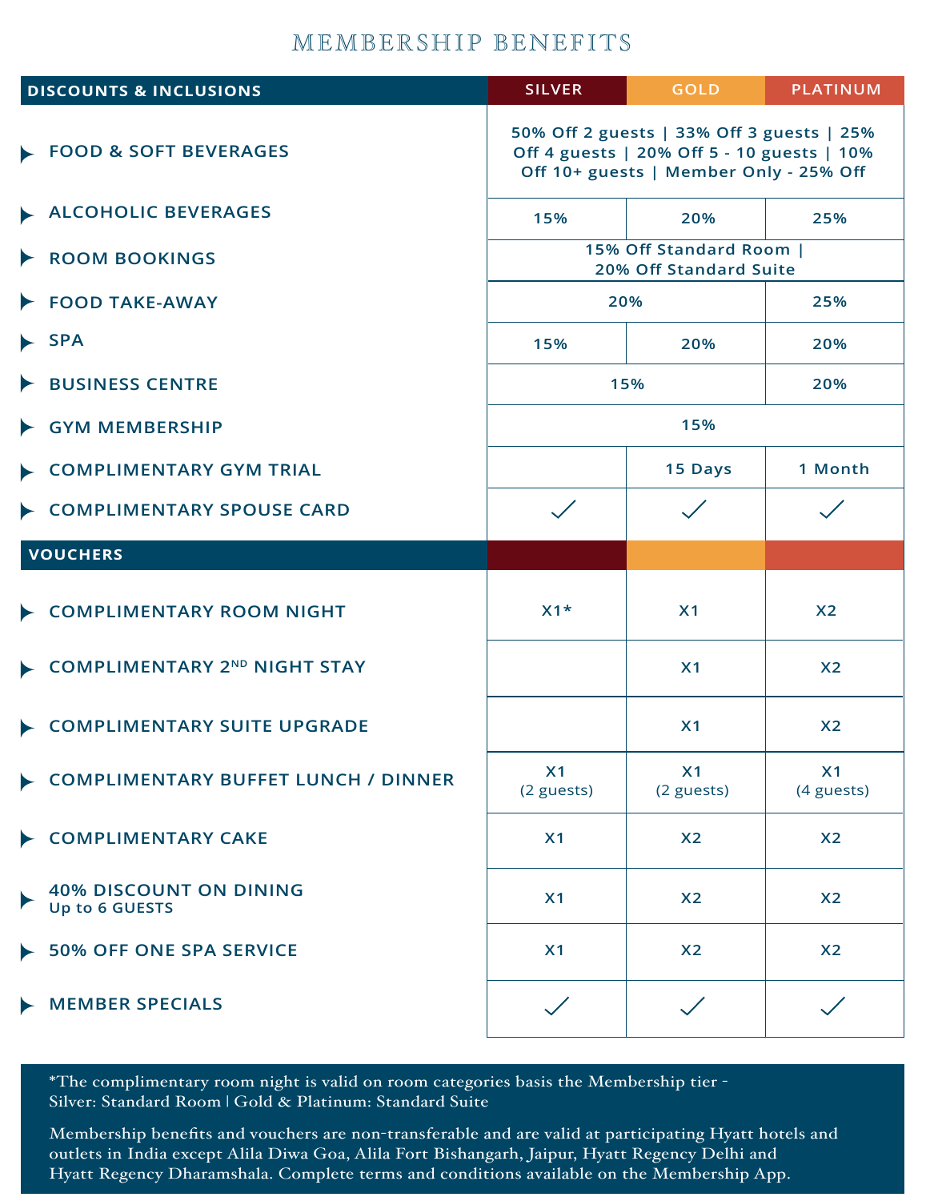# MEMBERSHIP BENEFITS

| DISCOUNTS & INCLUSIONS | SILVER | GOLD | PLATINUM |
|---|---|---|---|
| FOOD & SOFT BEVERAGES | 50% Off 2 guests \| 33% Off 3 guests \| 25% Off 4 guests \| 20% Off 5 - 10 guests \| 10% Off 10+ guests \| Member Only - 25% Off | | |
| ALCOHOLIC BEVERAGES | 15% | 20% | 25% |
| ROOM BOOKINGS | 15% Off Standard Room \| 20% Off Standard Suite | | |
| FOOD TAKE-AWAY | 20% | | 25% |
| SPA | 15% | 20% | 20% |
| BUSINESS CENTRE | 15% | | 20% |
| GYM MEMBERSHIP | 15% | | |
| COMPLIMENTARY GYM TRIAL | | 15 Days | 1 Month |
| COMPLIMENTARY SPOUSE CARD | ✓ | ✓ | ✓ |
| **VOUCHERS** | | | |
| COMPLIMENTARY ROOM NIGHT | X1* | X1 | X2 |
| COMPLIMENTARY 2ND NIGHT STAY | | X1 | X2 |
| COMPLIMENTARY SUITE UPGRADE | | X1 | X2 |
| COMPLIMENTARY BUFFET LUNCH / DINNER | X1 (2 guests) | X1 (2 guests) | X1 (4 guests) |
| COMPLIMENTARY CAKE | X1 | X2 | X2 |
| 40% DISCOUNT ON DINING Up to 6 GUESTS | X1 | X2 | X2 |
| 50% OFF ONE SPA SERVICE | X1 | X2 | X2 |
| MEMBER SPECIALS | ✓ | ✓ | ✓ |

*The complimentary room night is valid on room categories basis the Membership tier - Silver: Standard Room | Gold & Platinum: Standard Suite

Membership benefits and vouchers are non-transferable and are valid at participating Hyatt hotels and outlets in India except Alila Diwa Goa, Alila Fort Bishangarh, Jaipur, Hyatt Regency Delhi and Hyatt Regency Dharamshala. Complete terms and conditions available on the Membership App.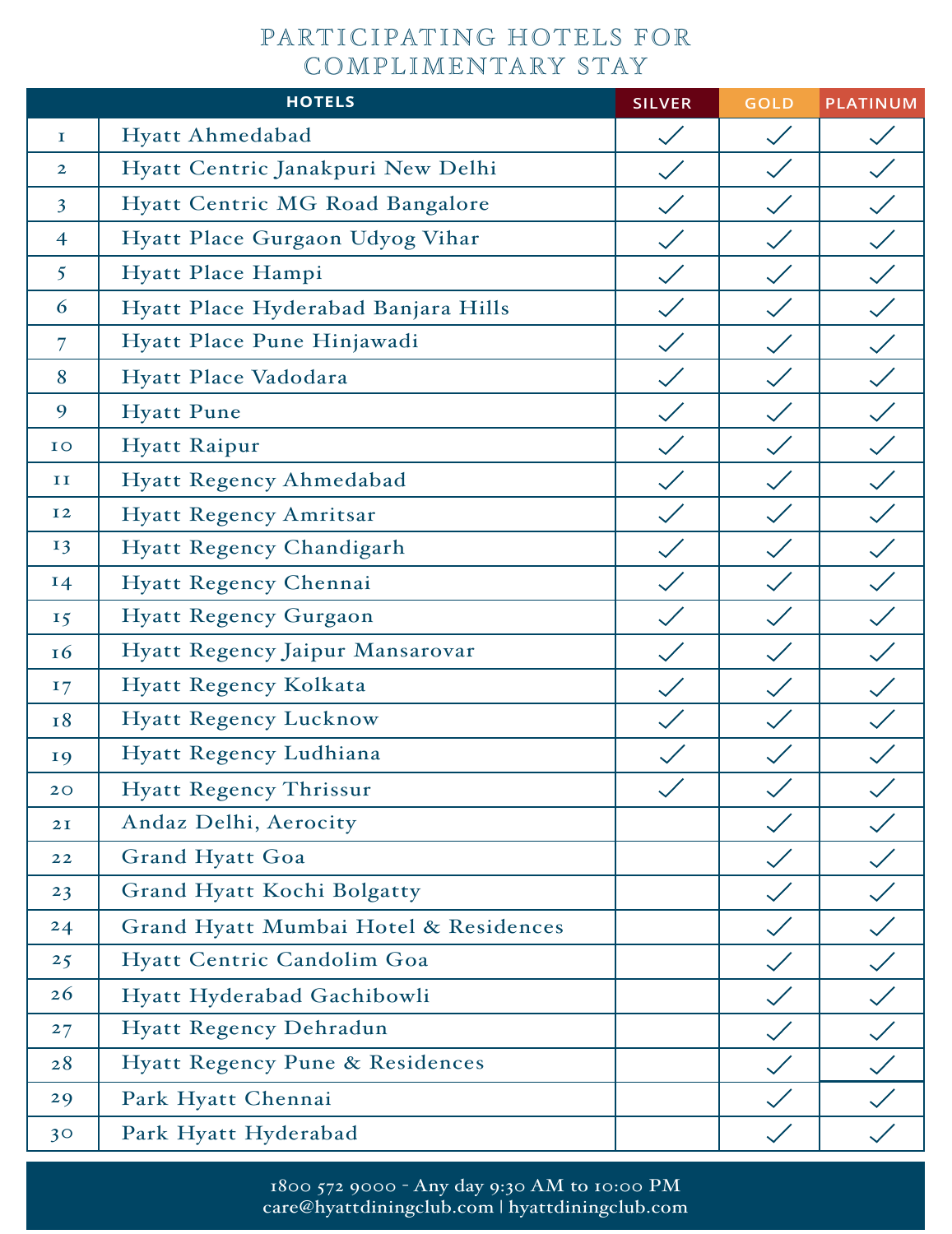# PARTICIPATING HOTELS FOR COMPLIMENTARY STAY

| | HOTELS | SILVER | GOLD | PLATINUM |
|---|---|---|---|---|
| 1 | Hyatt Ahmedabad | ✓ | ✓ | ✓ |
| 2 | Hyatt Centric Janakpuri New Delhi | ✓ | ✓ | ✓ |
| 3 | Hyatt Centric MG Road Bangalore | ✓ | ✓ | ✓ |
| 4 | Hyatt Place Gurgaon Udyog Vihar | ✓ | ✓ | ✓ |
| 5 | Hyatt Place Hampi | ✓ | ✓ | ✓ |
| 6 | Hyatt Place Hyderabad Banjara Hills | ✓ | ✓ | ✓ |
| 7 | Hyatt Place Pune Hinjawadi | ✓ | ✓ | ✓ |
| 8 | Hyatt Place Vadodara | ✓ | ✓ | ✓ |
| 9 | Hyatt Pune | ✓ | ✓ | ✓ |
| 10 | Hyatt Raipur | ✓ | ✓ | ✓ |
| 11 | Hyatt Regency Ahmedabad | ✓ | ✓ | ✓ |
| 12 | Hyatt Regency Amritsar | ✓ | ✓ | ✓ |
| 13 | Hyatt Regency Chandigarh | ✓ | ✓ | ✓ |
| 14 | Hyatt Regency Chennai | ✓ | ✓ | ✓ |
| 15 | Hyatt Regency Gurgaon | ✓ | ✓ | ✓ |
| 16 | Hyatt Regency Jaipur Mansarovar | ✓ | ✓ | ✓ |
| 17 | Hyatt Regency Kolkata | ✓ | ✓ | ✓ |
| 18 | Hyatt Regency Lucknow | ✓ | ✓ | ✓ |
| 19 | Hyatt Regency Ludhiana | ✓ | ✓ | ✓ |
| 20 | Hyatt Regency Thrissur | ✓ | ✓ | ✓ |
| 21 | Andaz Delhi, Aerocity | | ✓ | ✓ |
| 22 | Grand Hyatt Goa | | ✓ | ✓ |
| 23 | Grand Hyatt Kochi Bolgatty | | ✓ | ✓ |
| 24 | Grand Hyatt Mumbai Hotel & Residences | | ✓ | ✓ |
| 25 | Hyatt Centric Candolim Goa | | ✓ | ✓ |
| 26 | Hyatt Hyderabad Gachibowli | | ✓ | ✓ |
| 27 | Hyatt Regency Dehradun | | ✓ | ✓ |
| 28 | Hyatt Regency Pune & Residences | | ✓ | ✓ |
| 29 | Park Hyatt Chennai | | ✓ | ✓ |
| 30 | Park Hyatt Hyderabad | | ✓ | ✓ |

1800 572 9000 - Any day 9:30 AM to 10:00 PM
care@hyattdiningclub.com | hyattdiningclub.com